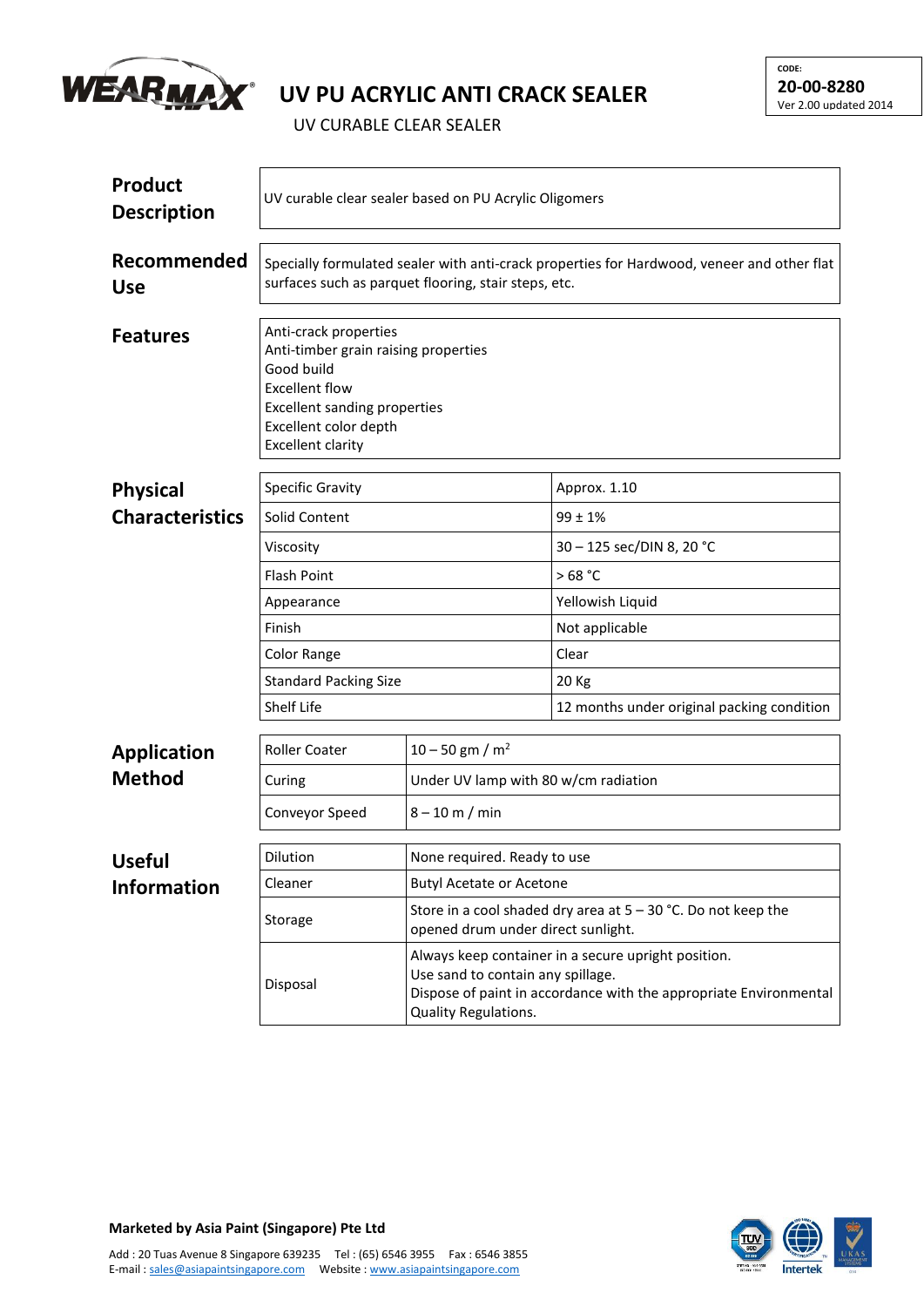WEARMAX®

# UV PU ACRYLIC ANTI CRACK SEALER

UV CURABLE CLEAR SEALER

CODE:
**20-00-8280**
Ver 2.00 updated 2014

## Product Description

UV curable clear sealer based on PU Acrylic Oligomers

## Recommended Use

Specially formulated sealer with anti-crack properties for Hardwood, veneer and other flat surfaces such as parquet flooring, stair steps, etc.

## Features

Anti-crack properties
Anti-timber grain raising properties
Good build
Excellent flow
Excellent sanding properties
Excellent color depth
Excellent clarity

## Physical Characteristics

| | |
|---|---|
| Specific Gravity | Approx. 1.10 |
| Solid Content | 99 ± 1% |
| Viscosity | 30 – 125 sec/DIN 8, 20 °C |
| Flash Point | > 68 °C |
| Appearance | Yellowish Liquid |
| Finish | Not applicable |
| Color Range | Clear |
| Standard Packing Size | 20 Kg |
| Shelf Life | 12 months under original packing condition |

## Application Method

| | |
|---|---|
| Roller Coater | 10 – 50 gm / $m^2$ |
| Curing | Under UV lamp with 80 w/cm radiation |
| Conveyor Speed | 8 – 10 m / min |

## Useful Information

| | |
|---|---|
| Dilution | None required. Ready to use |
| Cleaner | Butyl Acetate or Acetone |
| Storage | Store in a cool shaded dry area at 5 – 30 °C. Do not keep the opened drum under direct sunlight. |
| Disposal | Always keep container in a secure upright position. Use sand to contain any spillage. Dispose of paint in accordance with the appropriate Environmental Quality Regulations. |

**Marketed by Asia Paint (Singapore) Pte Ltd**

Add : 20 Tuas Avenue 8 Singapore 639235 Tel : (65) 6546 3955 Fax : 6546 3855
E-mail : sales@asiapaintsingapore.com Website : www.asiapaintsingapore.com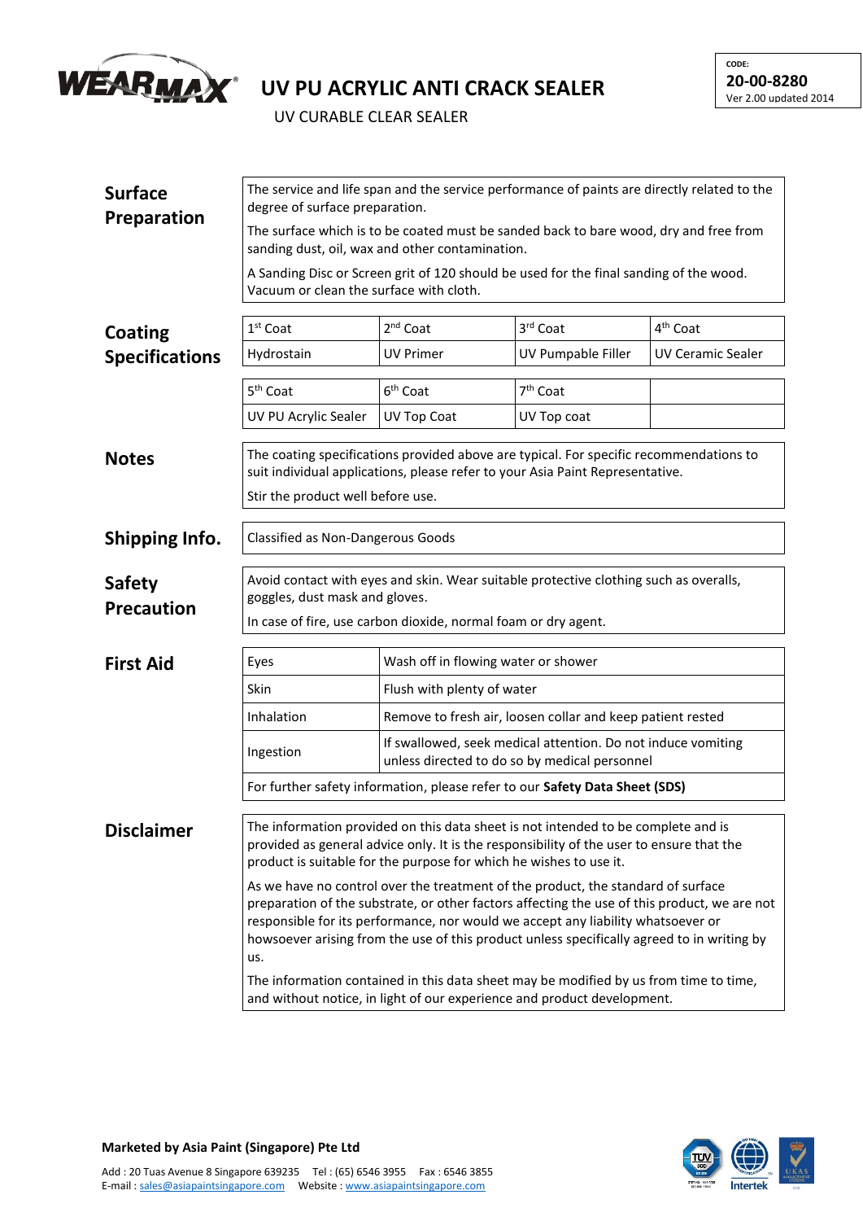# UV PU ACRYLIC ANTI CRACK SEALER

UV CURABLE CLEAR SEALER

CODE:
**20-00-8280**
Ver 2.00 updated 2014

## Surface Preparation

The service and life span and the service performance of paints are directly related to the degree of surface preparation.

The surface which is to be coated must be sanded back to bare wood, dry and free from sanding dust, oil, wax and other contamination.

A Sanding Disc or Screen grit of 120 should be used for the final sanding of the wood. Vacuum or clean the surface with cloth.

## Coating Specifications

| 1st Coat | 2nd Coat | 3rd Coat | 4th Coat |
|---|---|---|---|
| Hydrostain | UV Primer | UV Pumpable Filler | UV Ceramic Sealer |

| 5th Coat | 6th Coat | 7th Coat | |
|---|---|---|---|
| UV PU Acrylic Sealer | UV Top Coat | UV Top coat | |

## Notes

The coating specifications provided above are typical. For specific recommendations to suit individual applications, please refer to your Asia Paint Representative.

Stir the product well before use.

## Shipping Info.

Classified as Non-Dangerous Goods

## Safety Precaution

Avoid contact with eyes and skin. Wear suitable protective clothing such as overalls, goggles, dust mask and gloves.

In case of fire, use carbon dioxide, normal foam or dry agent.

## First Aid

| | |
|---|---|
| Eyes | Wash off in flowing water or shower |
| Skin | Flush with plenty of water |
| Inhalation | Remove to fresh air, loosen collar and keep patient rested |
| Ingestion | If swallowed, seek medical attention. Do not induce vomiting unless directed to do so by medical personnel |

For further safety information, please refer to our **Safety Data Sheet (SDS)**

## Disclaimer

The information provided on this data sheet is not intended to be complete and is provided as general advice only. It is the responsibility of the user to ensure that the product is suitable for the purpose for which he wishes to use it.

As we have no control over the treatment of the product, the standard of surface preparation of the substrate, or other factors affecting the use of this product, we are not responsible for its performance, nor would we accept any liability whatsoever or howsoever arising from the use of this product unless specifically agreed to in writing by us.

The information contained in this data sheet may be modified by us from time to time, and without notice, in light of our experience and product development.

**Marketed by Asia Paint (Singapore) Pte Ltd**

Add : 20 Tuas Avenue 8 Singapore 639235 Tel : (65) 6546 3955 Fax : 6546 3855
E-mail : sales@asiapaintsingapore.com Website : www.asiapaintsingapore.com